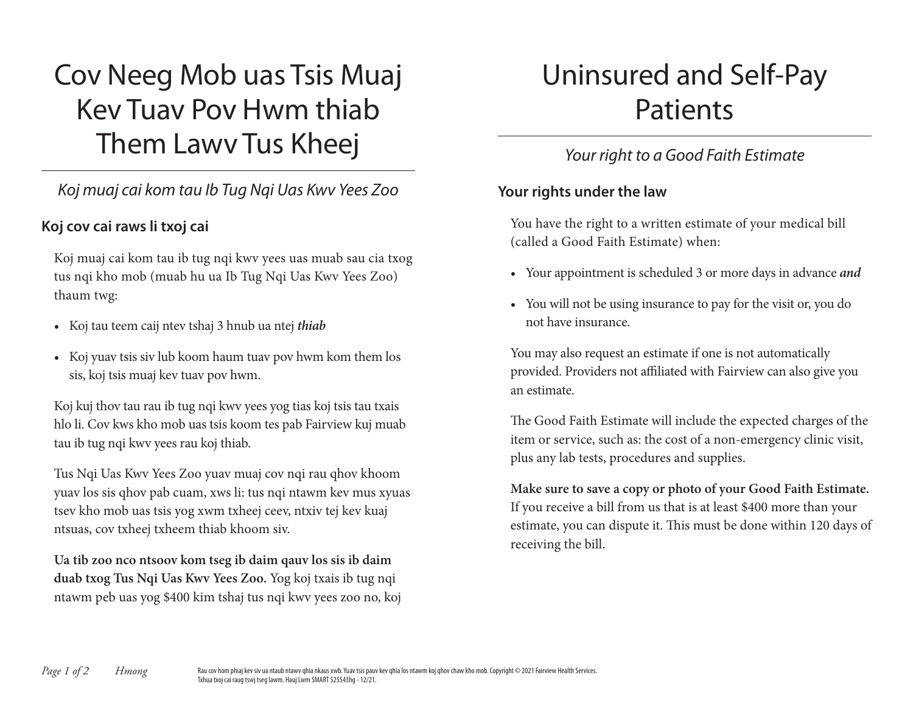# Cov Neeg Mob uas Tsis Muaj Kev Tuav Pov Hwm thiab Them Lawv Tus Kheej

*Koj muaj cai kom tau Ib Tug Nqi Uas Kwv Yees Zoo*

### Koj cov cai raws li txoj cai

Koj muaj cai kom tau ib tug nqi kwv yees uas muab sau cia txog tus nqi kho mob (muab hu ua Ib Tug Nqi Uas Kwv Yees Zoo) thaum twg:

- Koj tau teem caij ntev tshaj 3 hnub ua ntej ***thiab***
- Koj yuav tsis siv lub koom haum tuav pov hwm kom them los sis, koj tsis muaj kev tuav pov hwm.

Koj kuj thov tau rau ib tug nqi kwv yees yog tias koj tsis tau txais hlo li. Cov kws kho mob uas tsis koom tes pab Fairview kuj muab tau ib tug nqi kwv yees rau koj thiab.

Tus Nqi Uas Kwv Yees Zoo yuav muaj cov nqi rau qhov khoom yuav los sis qhov pab cuam, xws li: tus nqi ntawm kev mus xyuas tsev kho mob uas tsis yog xwm txheej ceev, ntxiv tej kev kuaj ntsuas, cov txheej txheem thiab khoom siv.

**Ua tib zoo nco ntsoov kom tseg ib daim qauv los sis ib daim duab txog Tus Nqi Uas Kwv Yees Zoo.** Yog koj txais ib tug nqi ntawm peb uas yog $400 kim tshaj tus nqi kwv yees zoo no, koj

# Uninsured and Self-Pay Patients

*Your right to a Good Faith Estimate*

### Your rights under the law

You have the right to a written estimate of your medical bill (called a Good Faith Estimate) when:

- Your appointment is scheduled 3 or more days in advance ***and***
- You will not be using insurance to pay for the visit or, you do not have insurance.

You may also request an estimate if one is not automatically provided. Providers not affiliated with Fairview can also give you an estimate.

The Good Faith Estimate will include the expected charges of the item or service, such as: the cost of a non-emergency clinic visit, plus any lab tests, procedures and supplies.

**Make sure to save a copy or photo of your Good Faith Estimate.** If you receive a bill from us that is at least $400 more than your estimate, you can dispute it. This must be done within 120 days of receiving the bill.

Rau cov hom phiaj kev siv ua ntaub ntawv qhia nkaus xwb. Yuav tsis pauv kev qhia los ntawm koj qhov chaw kho mob. Copyright © 2021 Fairview Health Services. Txhua txoj cai raug tswj tseg lawm. Hauj Lwm SMART 525543hg - 12/21.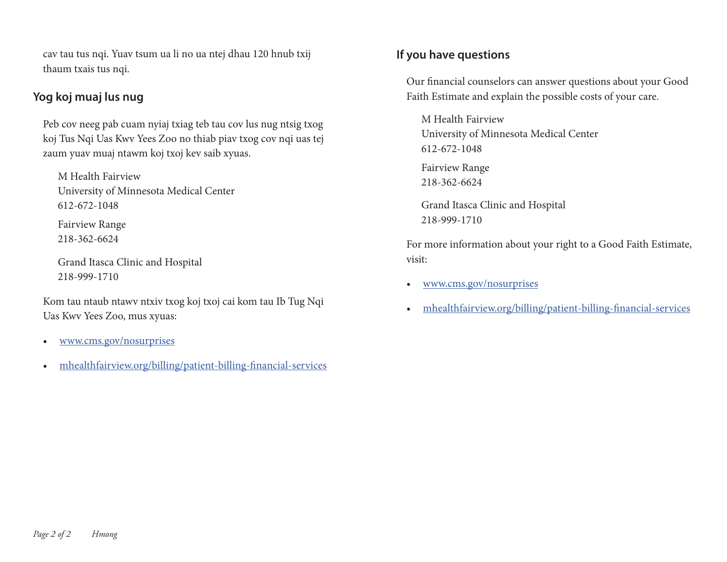cav tau tus nqi. Yuav tsum ua li no ua ntej dhau 120 hnub txij thaum txais tus nqi.

## Yog koj muaj lus nug

Peb cov neeg pab cuam nyiaj txiag teb tau cov lus nug ntsig txog koj Tus Nqi Uas Kwv Yees Zoo no thiab piav txog cov nqi uas tej zaum yuav muaj ntawm koj txoj kev saib xyuas.

M Health Fairview
University of Minnesota Medical Center
612-672-1048

Fairview Range
218-362-6624

Grand Itasca Clinic and Hospital
218-999-1710

Kom tau ntaub ntawv ntxiv txog koj txoj cai kom tau Ib Tug Nqi Uas Kwv Yees Zoo, mus xyuas:

- www.cms.gov/nosurprises
- mhealthfairview.org/billing/patient-billing-financial-services

## If you have questions

Our financial counselors can answer questions about your Good Faith Estimate and explain the possible costs of your care.

M Health Fairview
University of Minnesota Medical Center
612-672-1048

Fairview Range
218-362-6624

Grand Itasca Clinic and Hospital
218-999-1710

For more information about your right to a Good Faith Estimate, visit:

- www.cms.gov/nosurprises
- mhealthfairview.org/billing/patient-billing-financial-services